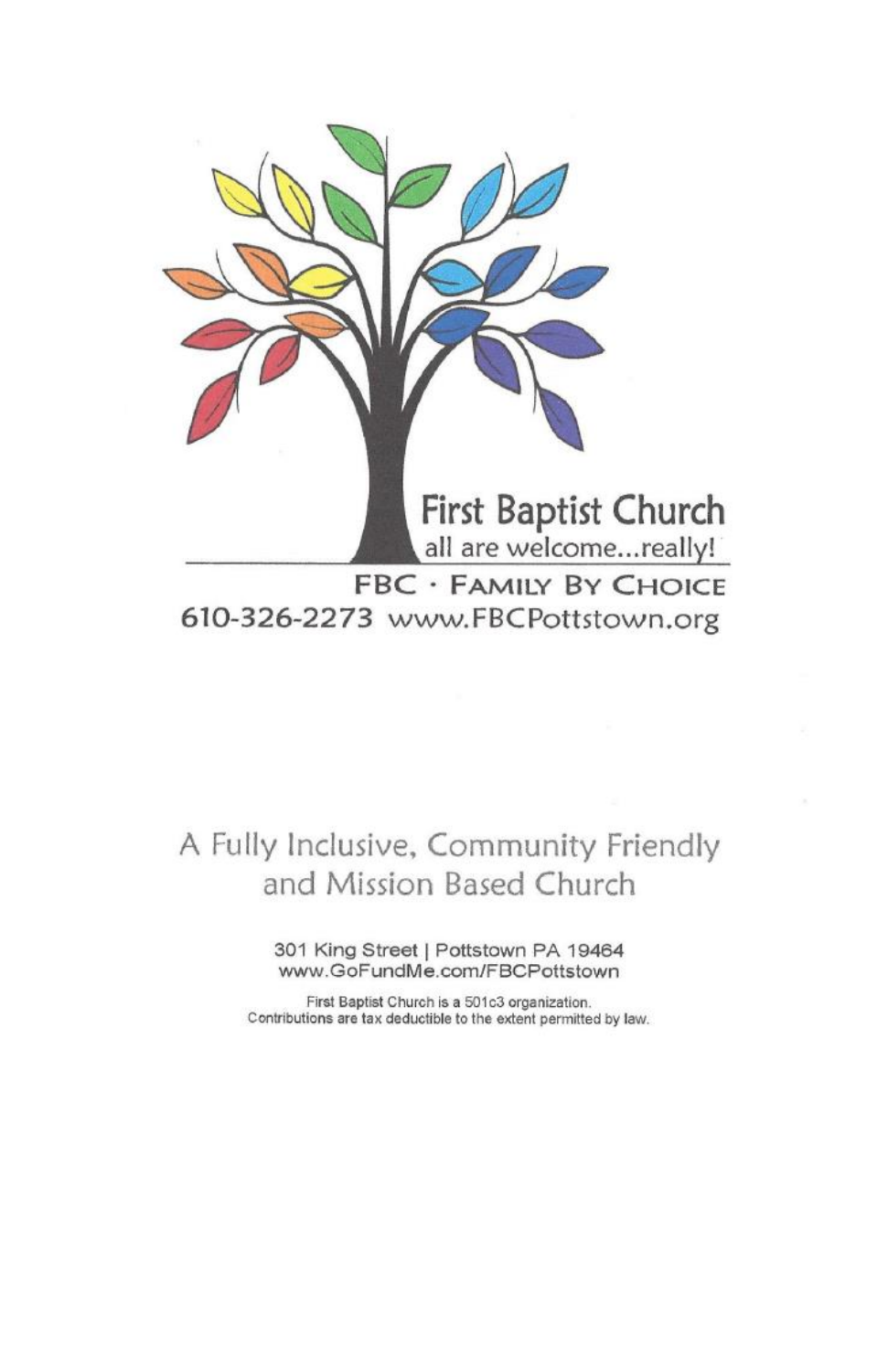# First Baptist Church

all are welcome...really!

**FBC · FAMILY BY CHOICE**

610-326-2273 www.FBCPottstown.org

## A Fully Inclusive, Community Friendly and Mission Based Church

301 King Street | Pottstown PA 19464
www.GoFundMe.com/FBCPottstown

First Baptist Church is a 501c3 organization.
Contributions are tax deductible to the extent permitted by law.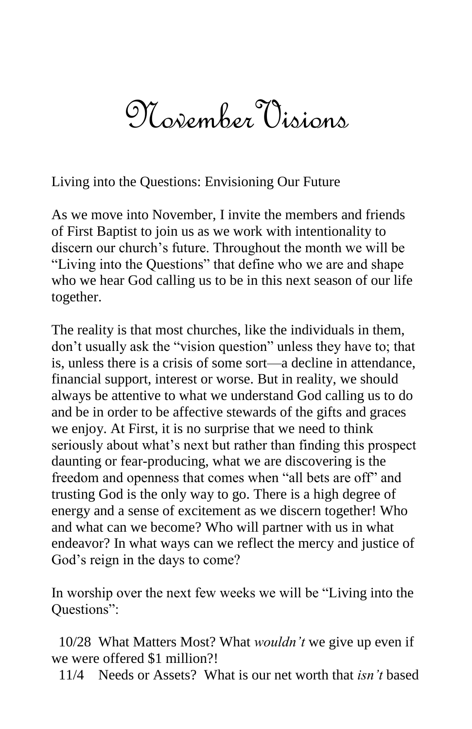# November Visions

Living into the Questions: Envisioning Our Future

As we move into November, I invite the members and friends of First Baptist to join us as we work with intentionality to discern our church's future. Throughout the month we will be "Living into the Questions" that define who we are and shape who we hear God calling us to be in this next season of our life together.

The reality is that most churches, like the individuals in them, don't usually ask the "vision question" unless they have to; that is, unless there is a crisis of some sort—a decline in attendance, financial support, interest or worse. But in reality, we should always be attentive to what we understand God calling us to do and be in order to be affective stewards of the gifts and graces we enjoy. At First, it is no surprise that we need to think seriously about what's next but rather than finding this prospect daunting or fear-producing, what we are discovering is the freedom and openness that comes when "all bets are off" and trusting God is the only way to go. There is a high degree of energy and a sense of excitement as we discern together! Who and what can we become? Who will partner with us in what endeavor? In what ways can we reflect the mercy and justice of God's reign in the days to come?

In worship over the next few weeks we will be "Living into the Questions":

10/28 What Matters Most? What *wouldn't* we give up even if we were offered $1 million?!

11/4 Needs or Assets? What is our net worth that *isn't* based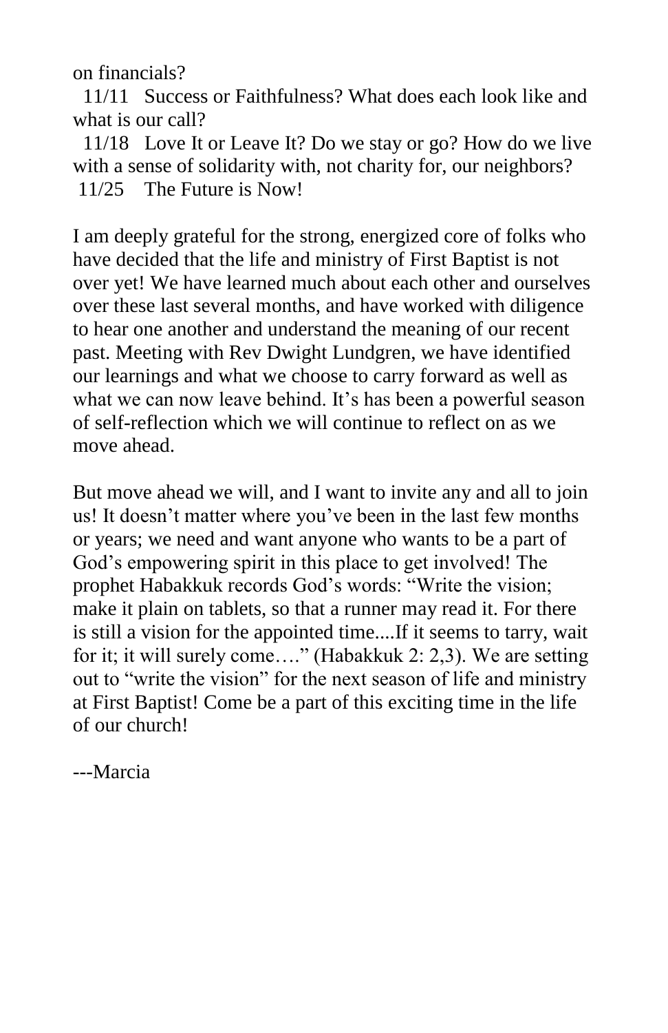on financials?

11/11 Success or Faithfulness? What does each look like and what is our call?

11/18 Love It or Leave It? Do we stay or go? How do we live with a sense of solidarity with, not charity for, our neighbors?

11/25 The Future is Now!

I am deeply grateful for the strong, energized core of folks who have decided that the life and ministry of First Baptist is not over yet! We have learned much about each other and ourselves over these last several months, and have worked with diligence to hear one another and understand the meaning of our recent past. Meeting with Rev Dwight Lundgren, we have identified our learnings and what we choose to carry forward as well as what we can now leave behind. It's has been a powerful season of self-reflection which we will continue to reflect on as we move ahead.

But move ahead we will, and I want to invite any and all to join us! It doesn't matter where you've been in the last few months or years; we need and want anyone who wants to be a part of God's empowering spirit in this place to get involved! The prophet Habakkuk records God's words: "Write the vision; make it plain on tablets, so that a runner may read it. For there is still a vision for the appointed time....If it seems to tarry, wait for it; it will surely come…." (Habakkuk 2: 2,3). We are setting out to "write the vision" for the next season of life and ministry at First Baptist! Come be a part of this exciting time in the life of our church!

---Marcia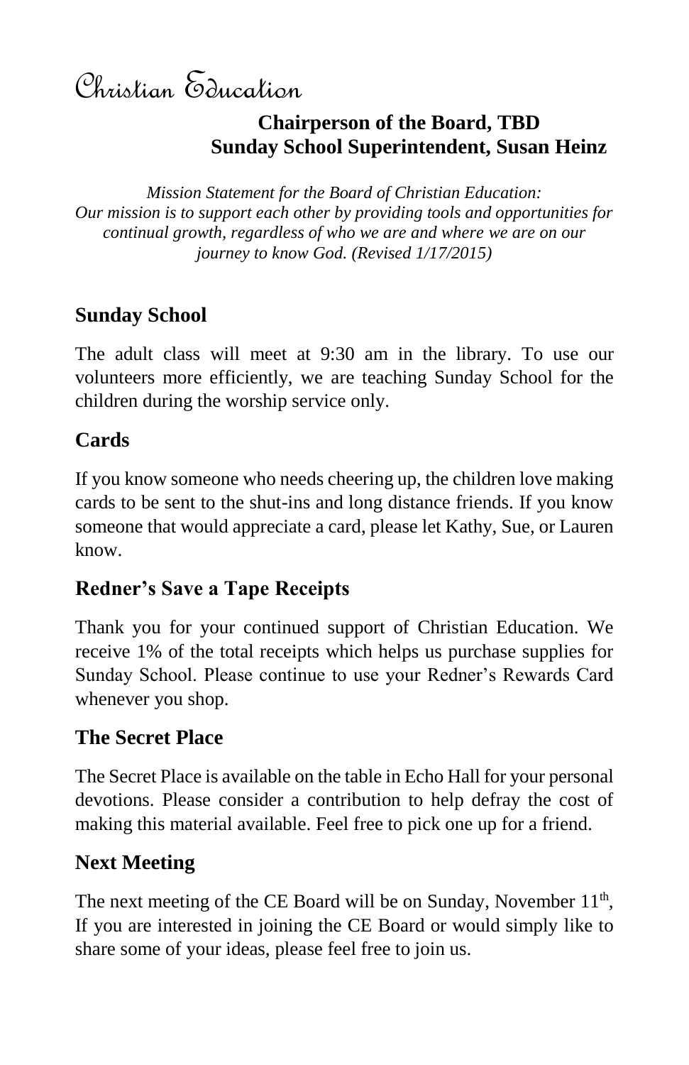# Christian Education

**Chairperson of the Board, TBD**
**Sunday School Superintendent, Susan Heinz**

*Mission Statement for the Board of Christian Education:*
*Our mission is to support each other by providing tools and opportunities for continual growth, regardless of who we are and where we are on our journey to know God. (Revised 1/17/2015)*

## Sunday School

The adult class will meet at 9:30 am in the library. To use our volunteers more efficiently, we are teaching Sunday School for the children during the worship service only.

## Cards

If you know someone who needs cheering up, the children love making cards to be sent to the shut-ins and long distance friends. If you know someone that would appreciate a card, please let Kathy, Sue, or Lauren know.

## Redner's Save a Tape Receipts

Thank you for your continued support of Christian Education. We receive 1% of the total receipts which helps us purchase supplies for Sunday School. Please continue to use your Redner's Rewards Card whenever you shop.

## The Secret Place

The Secret Place is available on the table in Echo Hall for your personal devotions. Please consider a contribution to help defray the cost of making this material available. Feel free to pick one up for a friend.

## Next Meeting

The next meeting of the CE Board will be on Sunday, November 11th, If you are interested in joining the CE Board or would simply like to share some of your ideas, please feel free to join us.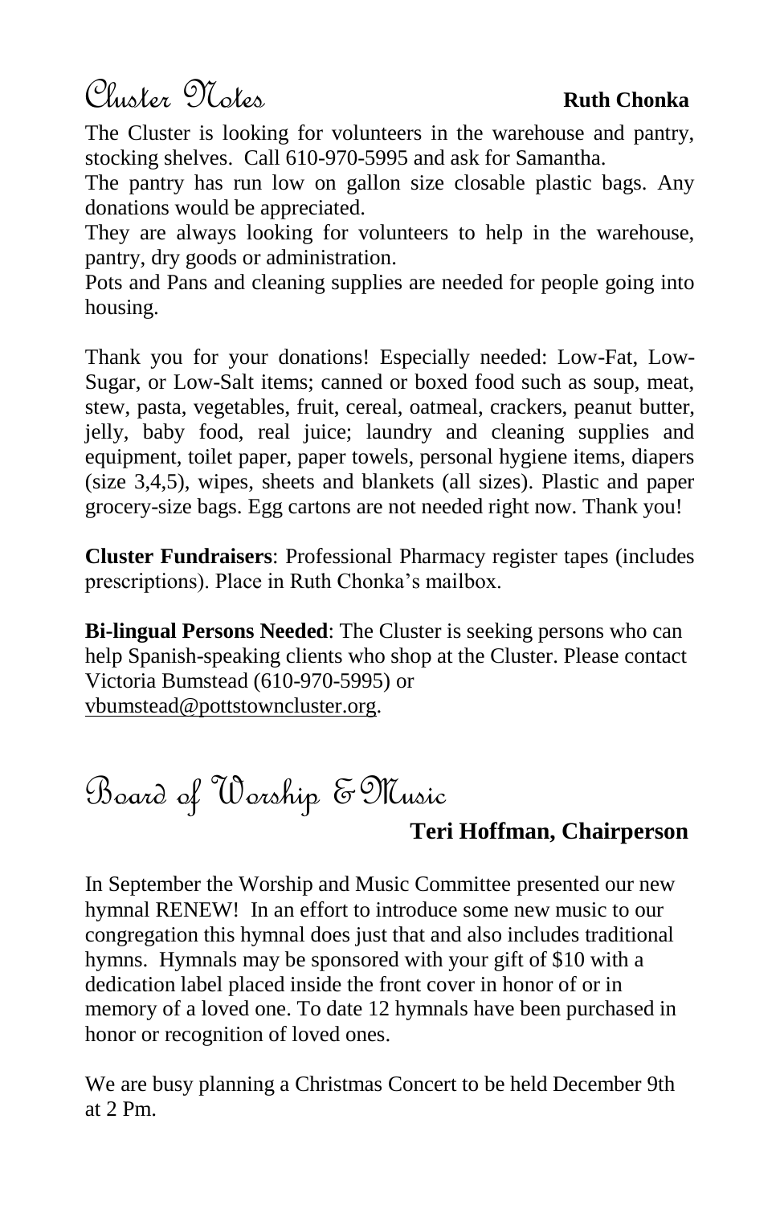# Cluster Notes

**Ruth Chonka**

The Cluster is looking for volunteers in the warehouse and pantry, stocking shelves. Call 610-970-5995 and ask for Samantha.

The pantry has run low on gallon size closable plastic bags. Any donations would be appreciated.

They are always looking for volunteers to help in the warehouse, pantry, dry goods or administration.

Pots and Pans and cleaning supplies are needed for people going into housing.

Thank you for your donations! Especially needed: Low-Fat, Low-Sugar, or Low-Salt items; canned or boxed food such as soup, meat, stew, pasta, vegetables, fruit, cereal, oatmeal, crackers, peanut butter, jelly, baby food, real juice; laundry and cleaning supplies and equipment, toilet paper, paper towels, personal hygiene items, diapers (size 3,4,5), wipes, sheets and blankets (all sizes). Plastic and paper grocery-size bags. Egg cartons are not needed right now. Thank you!

**Cluster Fundraisers**: Professional Pharmacy register tapes (includes prescriptions). Place in Ruth Chonka's mailbox.

**Bi-lingual Persons Needed**: The Cluster is seeking persons who can help Spanish-speaking clients who shop at the Cluster. Please contact Victoria Bumstead (610-970-5995) or vbumstead@pottstowncluster.org.

# Board of Worship & Music

**Teri Hoffman, Chairperson**

In September the Worship and Music Committee presented our new hymnal RENEW! In an effort to introduce some new music to our congregation this hymnal does just that and also includes traditional hymns. Hymnals may be sponsored with your gift of $10 with a dedication label placed inside the front cover in honor of or in memory of a loved one. To date 12 hymnals have been purchased in honor or recognition of loved ones.

We are busy planning a Christmas Concert to be held December 9th at 2 Pm.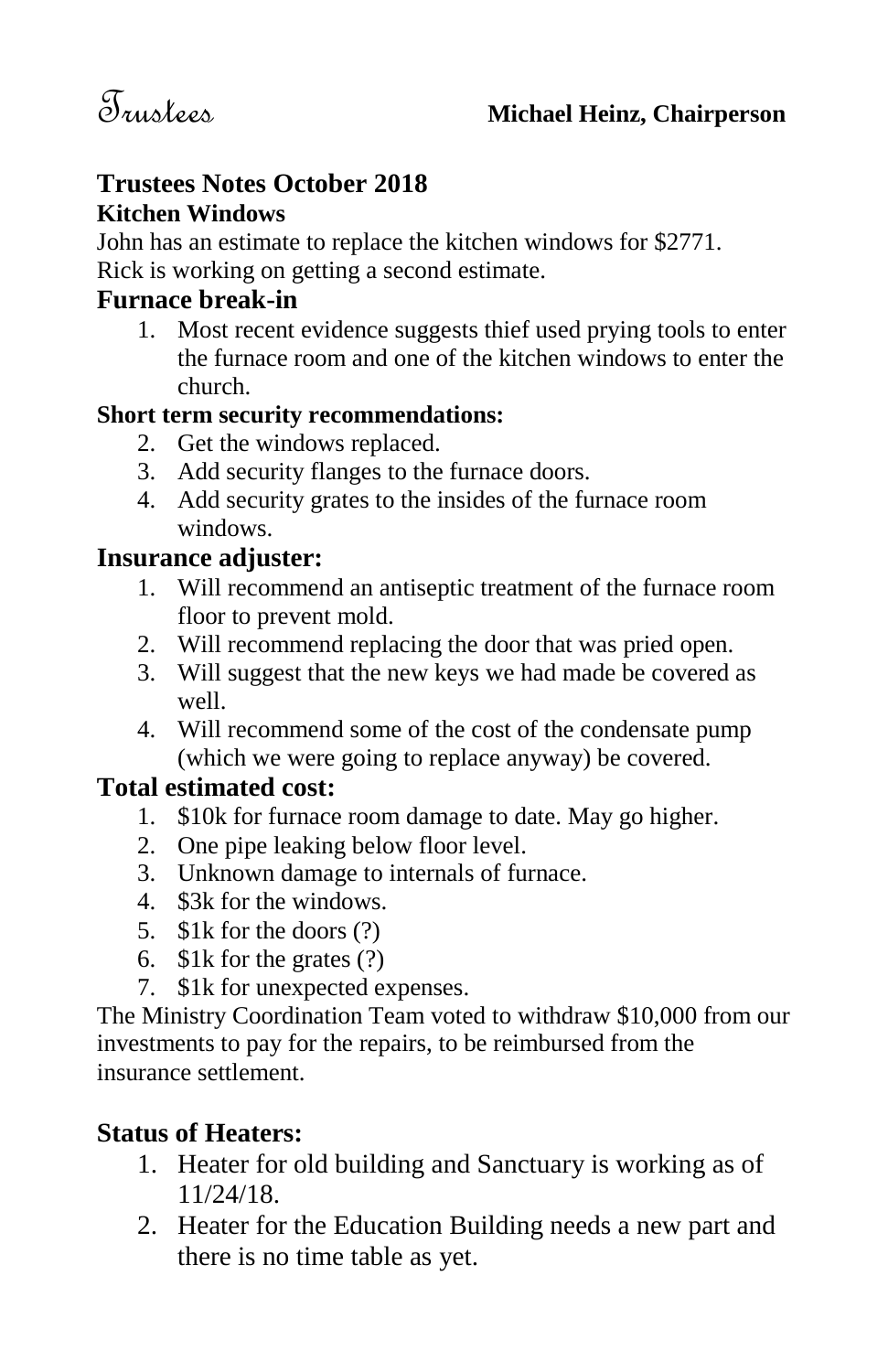# Trustees

**Michael Heinz, Chairperson**

## Trustees Notes October 2018

### Kitchen Windows

John has an estimate to replace the kitchen windows for $2771.
Rick is working on getting a second estimate.

### Furnace break-in

1. Most recent evidence suggests thief used prying tools to enter the furnace room and one of the kitchen windows to enter the church.

**Short term security recommendations:**

2. Get the windows replaced.
3. Add security flanges to the furnace doors.
4. Add security grates to the insides of the furnace room windows.

### Insurance adjuster:

1. Will recommend an antiseptic treatment of the furnace room floor to prevent mold.
2. Will recommend replacing the door that was pried open.
3. Will suggest that the new keys we had made be covered as well.
4. Will recommend some of the cost of the condensate pump (which we were going to replace anyway) be covered.

### Total estimated cost:

1. $10k for furnace room damage to date. May go higher.
2. One pipe leaking below floor level.
3. Unknown damage to internals of furnace.
4. $3k for the windows.
5. $1k for the doors (?)
6. $1k for the grates (?)
7. $1k for unexpected expenses.

The Ministry Coordination Team voted to withdraw $10,000 from our investments to pay for the repairs, to be reimbursed from the insurance settlement.

### Status of Heaters:

1. Heater for old building and Sanctuary is working as of 11/24/18.
2. Heater for the Education Building needs a new part and there is no time table as yet.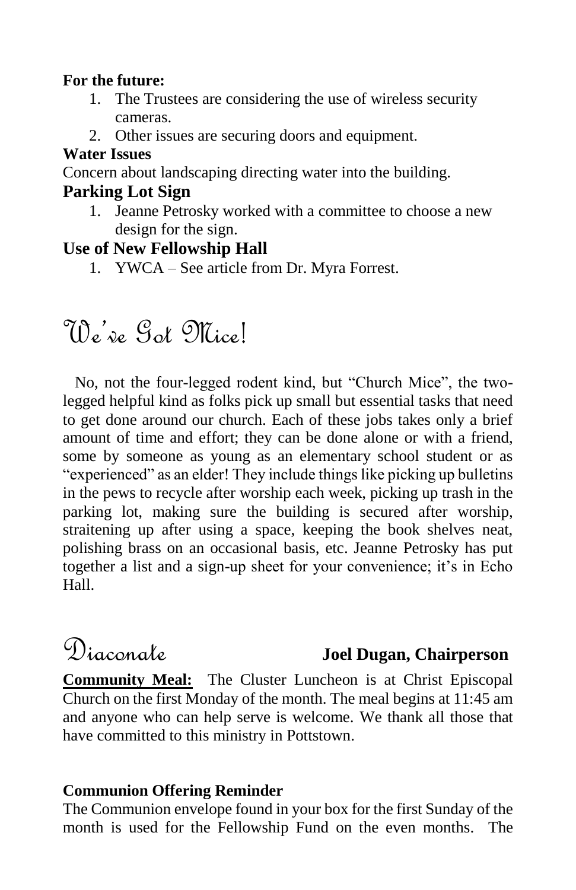**For the future:**

1. The Trustees are considering the use of wireless security cameras.
2. Other issues are securing doors and equipment.

**Water Issues**

Concern about landscaping directing water into the building.

### Parking Lot Sign

1. Jeanne Petrosky worked with a committee to choose a new design for the sign.

### Use of New Fellowship Hall

1. YWCA – See article from Dr. Myra Forrest.

# We've Got Mice!

No, not the four-legged rodent kind, but "Church Mice", the two-legged helpful kind as folks pick up small but essential tasks that need to get done around our church. Each of these jobs takes only a brief amount of time and effort; they can be done alone or with a friend, some by someone as young as an elementary school student or as "experienced" as an elder! They include things like picking up bulletins in the pews to recycle after worship each week, picking up trash in the parking lot, making sure the building is secured after worship, straitening up after using a space, keeping the book shelves neat, polishing brass on an occasional basis, etc. Jeanne Petrosky has put together a list and a sign-up sheet for your convenience; it's in Echo Hall.

# Diaconate

**Joel Dugan, Chairperson**

**Community Meal:** The Cluster Luncheon is at Christ Episcopal Church on the first Monday of the month. The meal begins at 11:45 am and anyone who can help serve is welcome. We thank all those that have committed to this ministry in Pottstown.

**Communion Offering Reminder**

The Communion envelope found in your box for the first Sunday of the month is used for the Fellowship Fund on the even months. The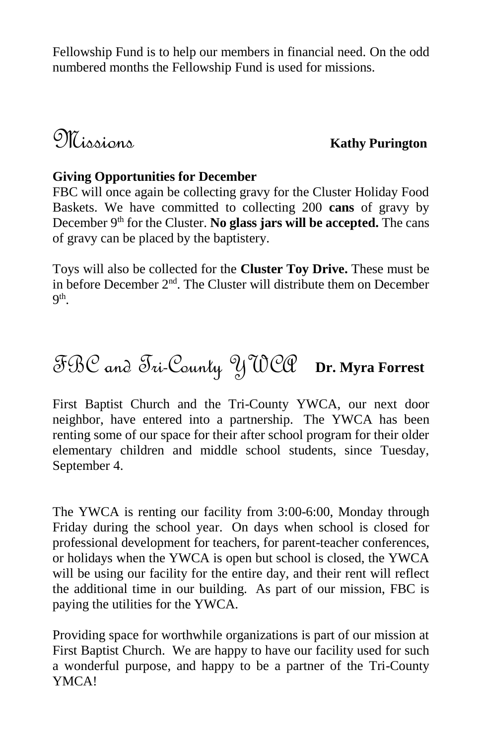Fellowship Fund is to help our members in financial need. On the odd numbered months the Fellowship Fund is used for missions.

## Missions

**Kathy Purington**

**Giving Opportunities for December**

FBC will once again be collecting gravy for the Cluster Holiday Food Baskets. We have committed to collecting 200 **cans** of gravy by December 9th for the Cluster. **No glass jars will be accepted.** The cans of gravy can be placed by the baptistery.

Toys will also be collected for the **Cluster Toy Drive.** These must be in before December 2nd. The Cluster will distribute them on December 9th.

## FBC and Tri-County YWCA

**Dr. Myra Forrest**

First Baptist Church and the Tri-County YWCA, our next door neighbor, have entered into a partnership. The YWCA has been renting some of our space for their after school program for their older elementary children and middle school students, since Tuesday, September 4.

The YWCA is renting our facility from 3:00-6:00, Monday through Friday during the school year. On days when school is closed for professional development for teachers, for parent-teacher conferences, or holidays when the YWCA is open but school is closed, the YWCA will be using our facility for the entire day, and their rent will reflect the additional time in our building. As part of our mission, FBC is paying the utilities for the YWCA.

Providing space for worthwhile organizations is part of our mission at First Baptist Church. We are happy to have our facility used for such a wonderful purpose, and happy to be a partner of the Tri-County YMCA!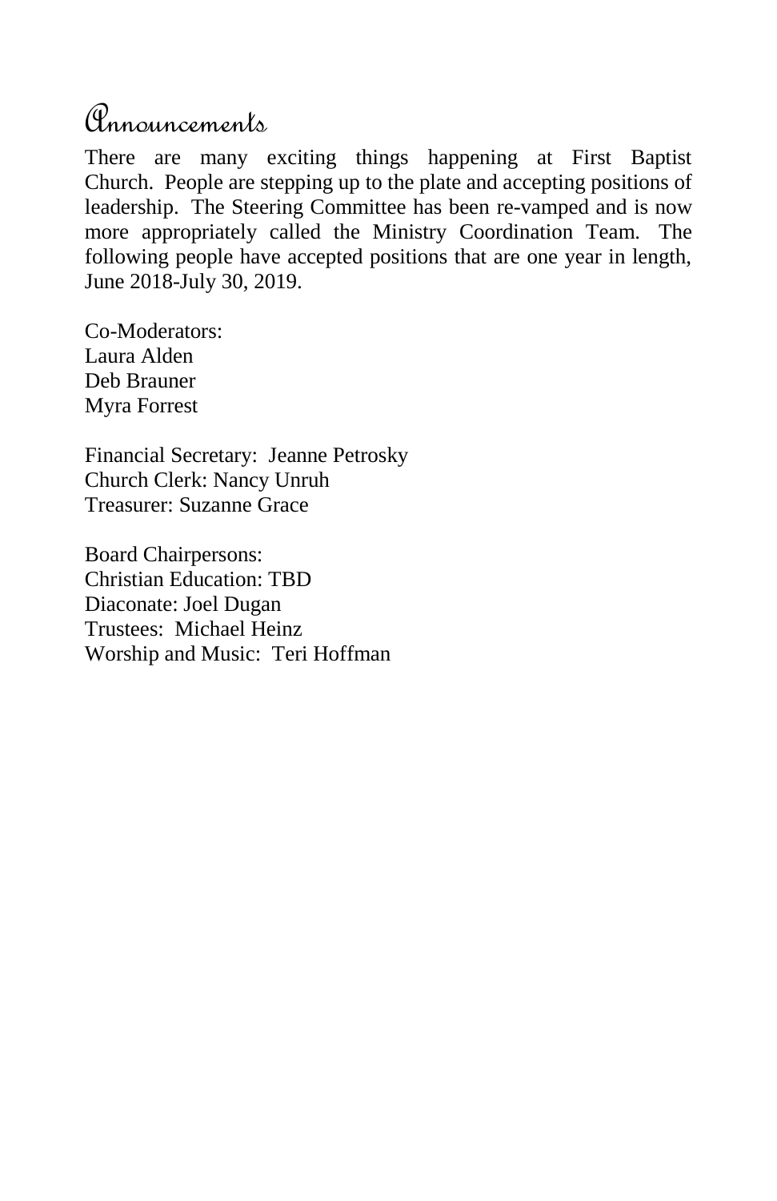# Announcements

There are many exciting things happening at First Baptist Church. People are stepping up to the plate and accepting positions of leadership. The Steering Committee has been re-vamped and is now more appropriately called the Ministry Coordination Team. The following people have accepted positions that are one year in length, June 2018-July 30, 2019.

Co-Moderators:
Laura Alden
Deb Brauner
Myra Forrest

Financial Secretary: Jeanne Petrosky
Church Clerk: Nancy Unruh
Treasurer: Suzanne Grace

Board Chairpersons:
Christian Education: TBD
Diaconate: Joel Dugan
Trustees: Michael Heinz
Worship and Music: Teri Hoffman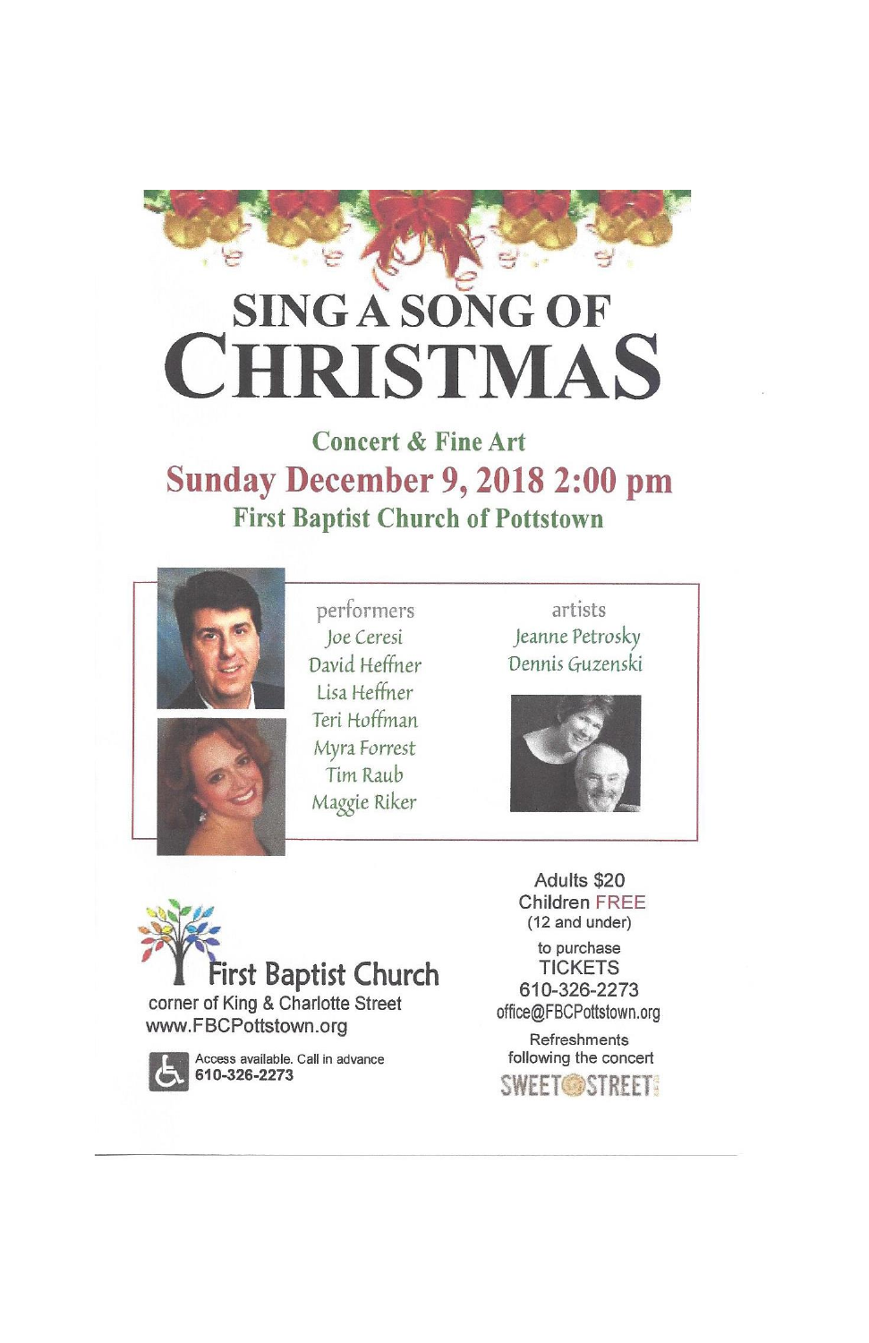# SING A SONG OF CHRISTMAS

## Concert & Fine Art

## Sunday December 9, 2018 2:00 pm

## First Baptist Church of Pottstown

performers
Joe Ceresi
David Heffner
Lisa Heffner
Teri Hoffman
Myra Forrest
Tim Raub
Maggie Riker

artists
Jeanne Petrosky
Dennis Guzenski

**First Baptist Church**
corner of King & Charlotte Street
www.FBCPottstown.org

Access available. Call in advance
**610-326-2273**

Adults $20
Children FREE
(12 and under)

to purchase
TICKETS
610-326-2273
office@FBCPottstown.org

Refreshments
following the concert
SWEET STREET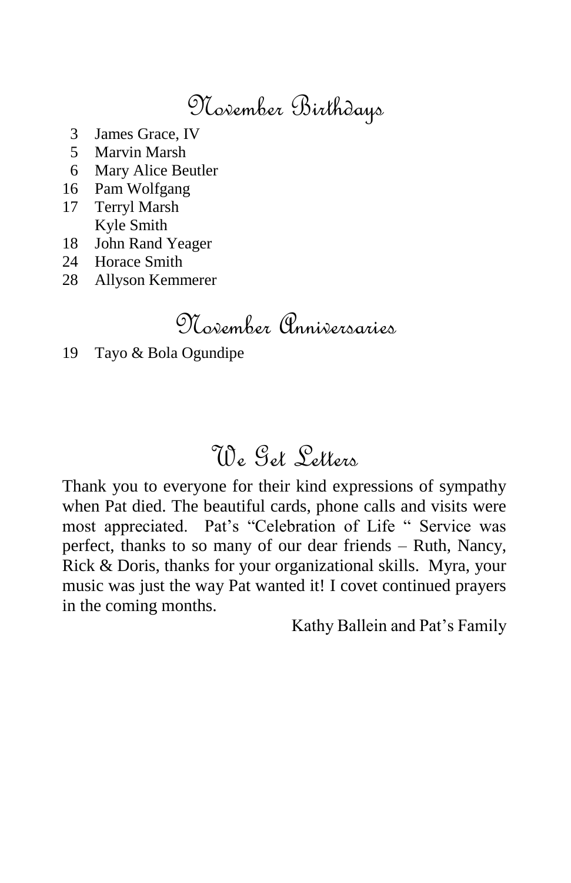## November Birthdays

- 3 James Grace, IV
- 5 Marvin Marsh
- 6 Mary Alice Beutler
- 16 Pam Wolfgang
- 17 Terryl Marsh
  Kyle Smith
- 18 John Rand Yeager
- 24 Horace Smith
- 28 Allyson Kemmerer

## November Anniversaries

- 19 Tayo & Bola Ogundipe

## We Get Letters

Thank you to everyone for their kind expressions of sympathy when Pat died. The beautiful cards, phone calls and visits were most appreciated. Pat's "Celebration of Life " Service was perfect, thanks to so many of our dear friends – Ruth, Nancy, Rick & Doris, thanks for your organizational skills. Myra, your music was just the way Pat wanted it! I covet continued prayers in the coming months.

Kathy Ballein and Pat's Family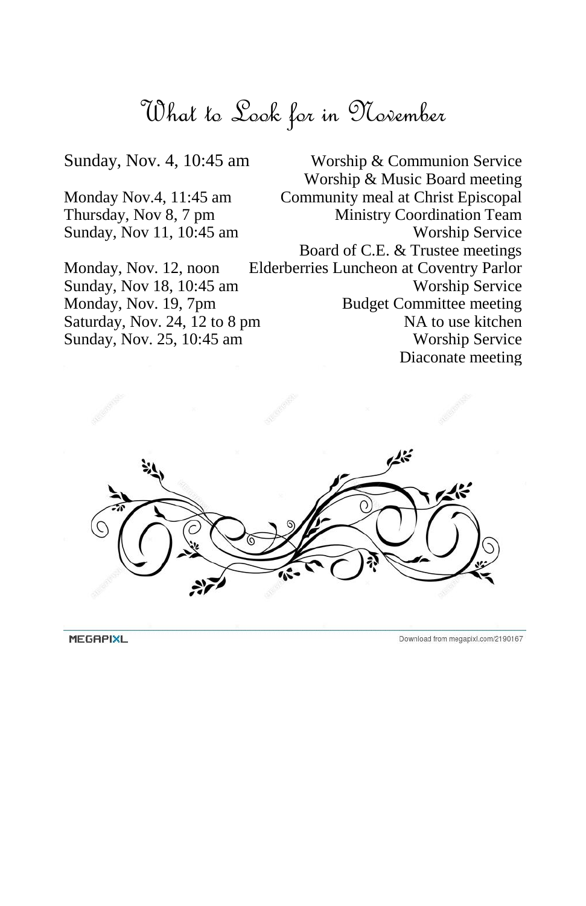# What to Look for in November

| | |
|---|---|
| Sunday, Nov. 4, 10:45 am | Worship & Communion Service |
| | Worship & Music Board meeting |
| Monday Nov.4, 11:45 am | Community meal at Christ Episcopal |
| Thursday, Nov 8, 7 pm | Ministry Coordination Team |
| Sunday, Nov 11, 10:45 am | Worship Service |
| | Board of C.E. & Trustee meetings |
| Monday, Nov. 12, noon | Elderberries Luncheon at Coventry Parlor |
| Sunday, Nov 18, 10:45 am | Worship Service |
| Monday, Nov. 19, 7pm | Budget Committee meeting |
| Saturday, Nov. 24, 12 to 8 pm | NA to use kitchen |
| Sunday, Nov. 25, 10:45 am | Worship Service |
| | Diaconate meeting |

MEGAPIXL

Download from megapixl.com/2190167